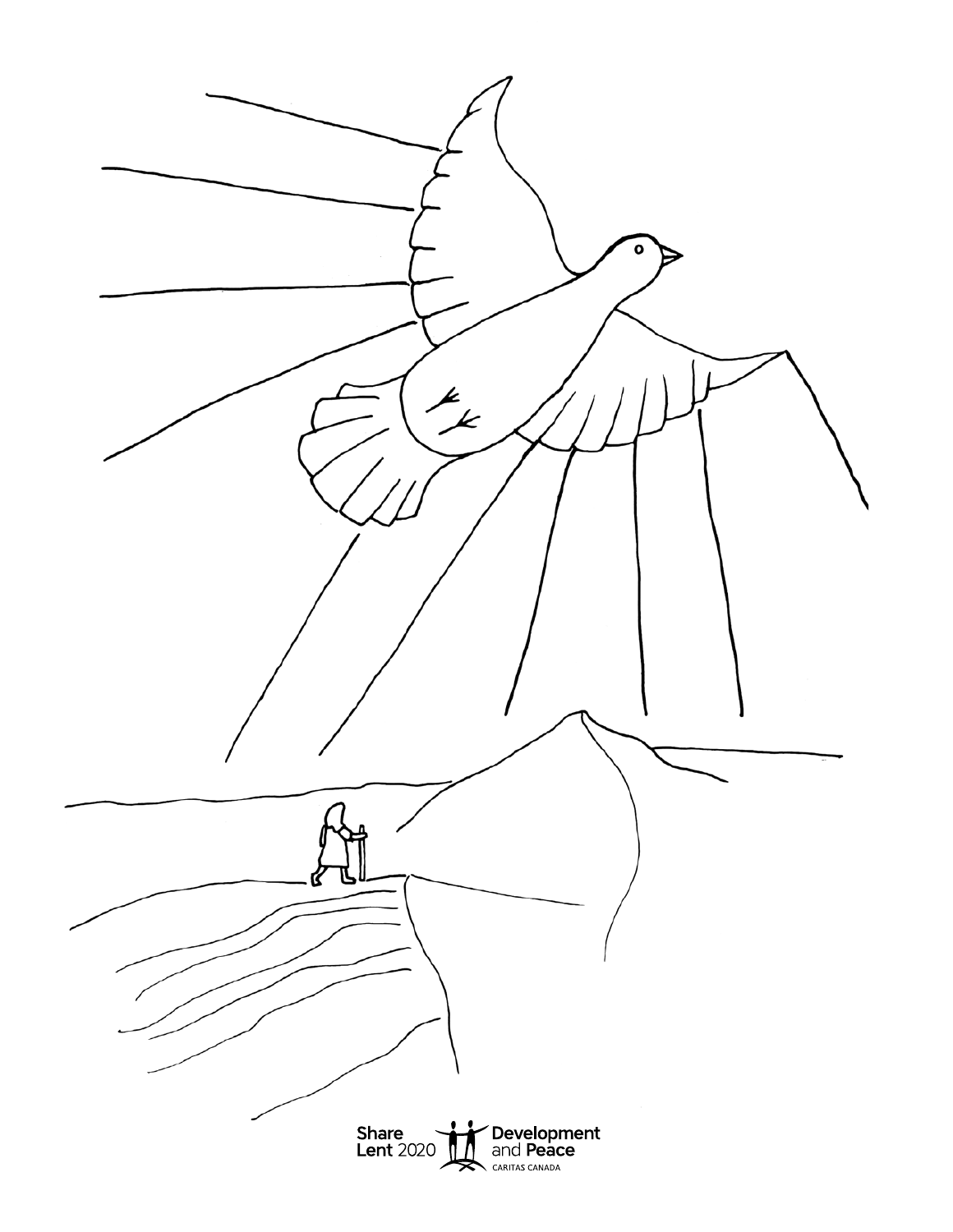Share Lent 2020

Development and Peace

CARITAS CANADA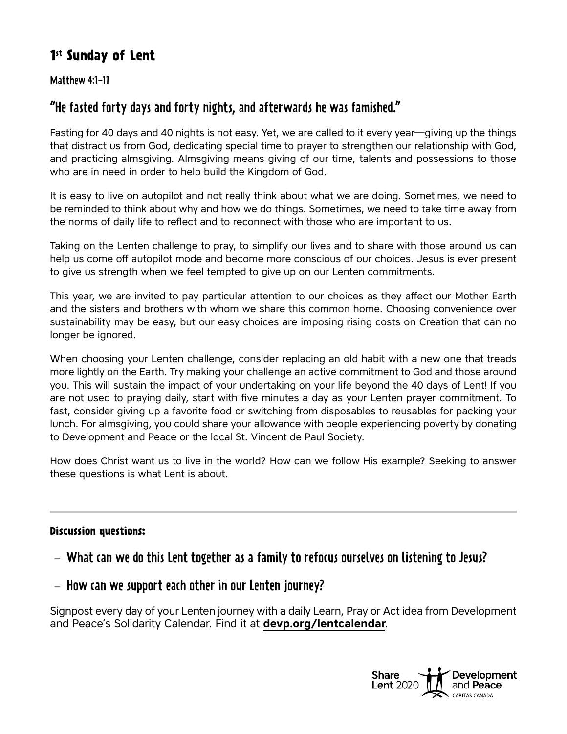# 1st Sunday of Lent

**Matthew 4:1-11**

## "He fasted forty days and forty nights, and afterwards he was famished."

Fasting for 40 days and 40 nights is not easy. Yet, we are called to it every year—giving up the things that distract us from God, dedicating special time to prayer to strengthen our relationship with God, and practicing almsgiving. Almsgiving means giving of our time, talents and possessions to those who are in need in order to help build the Kingdom of God.

It is easy to live on autopilot and not really think about what we are doing. Sometimes, we need to be reminded to think about why and how we do things. Sometimes, we need to take time away from the norms of daily life to reflect and to reconnect with those who are important to us.

Taking on the Lenten challenge to pray, to simplify our lives and to share with those around us can help us come off autopilot mode and become more conscious of our choices. Jesus is ever present to give us strength when we feel tempted to give up on our Lenten commitments.

This year, we are invited to pay particular attention to our choices as they affect our Mother Earth and the sisters and brothers with whom we share this common home. Choosing convenience over sustainability may be easy, but our easy choices are imposing rising costs on Creation that can no longer be ignored.

When choosing your Lenten challenge, consider replacing an old habit with a new one that treads more lightly on the Earth. Try making your challenge an active commitment to God and those around you. This will sustain the impact of your undertaking on your life beyond the 40 days of Lent! If you are not used to praying daily, start with five minutes a day as your Lenten prayer commitment. To fast, consider giving up a favorite food or switching from disposables to reusables for packing your lunch. For almsgiving, you could share your allowance with people experiencing poverty by donating to Development and Peace or the local St. Vincent de Paul Society.

How does Christ want us to live in the world? How can we follow His example? Seeking to answer these questions is what Lent is about.

---

### Discussion questions:

- What can we do this Lent together as a family to refocus ourselves on listening to Jesus?
- How can we support each other in our Lenten journey?

Signpost every day of your Lenten journey with a daily Learn, Pray or Act idea from Development and Peace's Solidarity Calendar. Find it at **devp.org/lentcalendar**.

Share Lent 2020 Development and Peace CARITAS CANADA